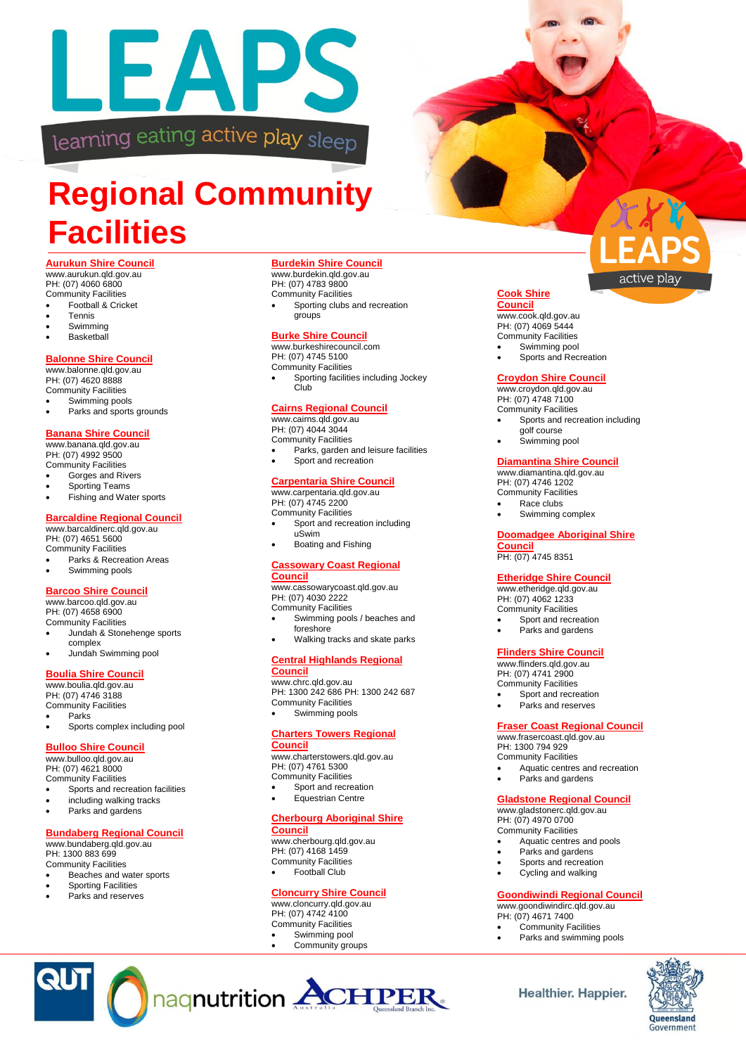# LEAPS

learning eating active play sleep

# Regional Community Facilities

### Aurukun Shire Council
www.aurukun.qld.gov.au
PH: (07) 4060 6800
Community Facilities
- Football & Cricket
- Tennis
- Swimming
- Basketball

### Balonne Shire Council
www.balonne.qld.gov.au
PH: (07) 4620 8888
Community Facilities
- Swimming pools
- Parks and sports grounds

### Banana Shire Council
www.banana.qld.gov.au
PH: (07) 4992 9500
Community Facilities
- Gorges and Rivers
- Sporting Teams
- Fishing and Water sports

### Barcaldine Regional Council
www.barcaldinerc.qld.gov.au
PH: (07) 4651 5600
Community Facilities
- Parks & Recreation Areas
- Swimming pools

### Barcoo Shire Council
www.barcoo.qld.gov.au
PH: (07) 4658 6900
Community Facilities
- Jundah & Stonehenge sports complex
- Jundah Swimming pool

### Boulia Shire Council
www.boulia.qld.gov.au
PH: (07) 4746 3188
Community Facilities
- Parks
- Sports complex including pool

### Bulloo Shire Council
www.bulloo.qld.gov.au
PH: (07) 4621 8000
Community Facilities
- Sports and recreation facilities
- including walking tracks
- Parks and gardens

### Bundaberg Regional Council
www.bundaberg.qld.gov.au
PH: 1300 883 699
Community Facilities
- Beaches and water sports
- Sporting Facilities
- Parks and reserves

### Burdekin Shire Council
www.burdekin.qld.gov.au
PH: (07) 4783 9800
Community Facilities
- Sporting clubs and recreation groups

### Burke Shire Council
www.burkeshirecouncil.com
PH: (07) 4745 5100
Community Facilities
- Sporting facilities including Jockey Club

### Cairns Regional Council
www.cairns.qld.gov.au
PH: (07) 4044 3044
Community Facilities
- Parks, garden and leisure facilities
- Sport and recreation

### Carpentaria Shire Council
www.carpentaria.qld.gov.au
PH: (07) 4745 2200
Community Facilities
- Sport and recreation including uSwim
- Boating and Fishing

### Cassowary Coast Regional Council
www.cassowarycoast.qld.gov.au
PH: (07) 4030 2222
Community Facilities
- Swimming pools / beaches and foreshore
- Walking tracks and skate parks

### Central Highlands Regional Council
www.chrc.qld.gov.au
PH: 1300 242 686 PH: 1300 242 687
Community Facilities
- Swimming pools

### Charters Towers Regional Council
www.charterstowers.qld.gov.au
PH: (07) 4761 5300
Community Facilities
- Sport and recreation
- Equestrian Centre

### Cherbourg Aboriginal Shire Council
www.cherbourg.qld.gov.au
PH: (07) 4168 1459
Community Facilities
- Football Club

### Cloncurry Shire Council
www.cloncurry.qld.gov.au
PH: (07) 4742 4100
Community Facilities
- Swimming pool
- Community groups

LEAPS active play

### Cook Shire Council
www.cook.qld.gov.au
PH: (07) 4069 5444
Community Facilities
- Swimming pool
- Sports and Recreation

### Croydon Shire Council
www.croydon.qld.gov.au
PH: (07) 4748 7100
Community Facilities
- Sports and recreation including golf course
- Swimming pool

### Diamantina Shire Council
www.diamantina.qld.gov.au
PH: (07) 4746 1202
Community Facilities
- Race clubs
- Swimming complex

### Doomadgee Aboriginal Shire Council
PH: (07) 4745 8351

### Etheridge Shire Council
www.etheridge.qld.gov.au
PH: (07) 4062 1233
Community Facilities
- Sport and recreation
- Parks and gardens

### Flinders Shire Council
www.flinders.qld.gov.au
PH: (07) 4741 2900
Community Facilities
- Sport and recreation
- Parks and reserves

### Fraser Coast Regional Council
www.frasercoast.qld.gov.au
PH: 1300 794 929
Community Facilities
- Aquatic centres and recreation
- Parks and gardens

### Gladstone Regional Council
www.gladstonerc.qld.gov.au
PH: (07) 4970 0700
Community Facilities
- Aquatic centres and pools
- Parks and gardens
- Sports and recreation
- Cycling and walking

### Goondiwindi Regional Council
www.goondiwindirc.qld.gov.au
PH: (07) 4671 7400
- Community Facilities
- Parks and swimming pools

QUT | naqnutrition | ACHPER Australia Queensland Branch Inc. | Healthier. Happier. | Queensland Government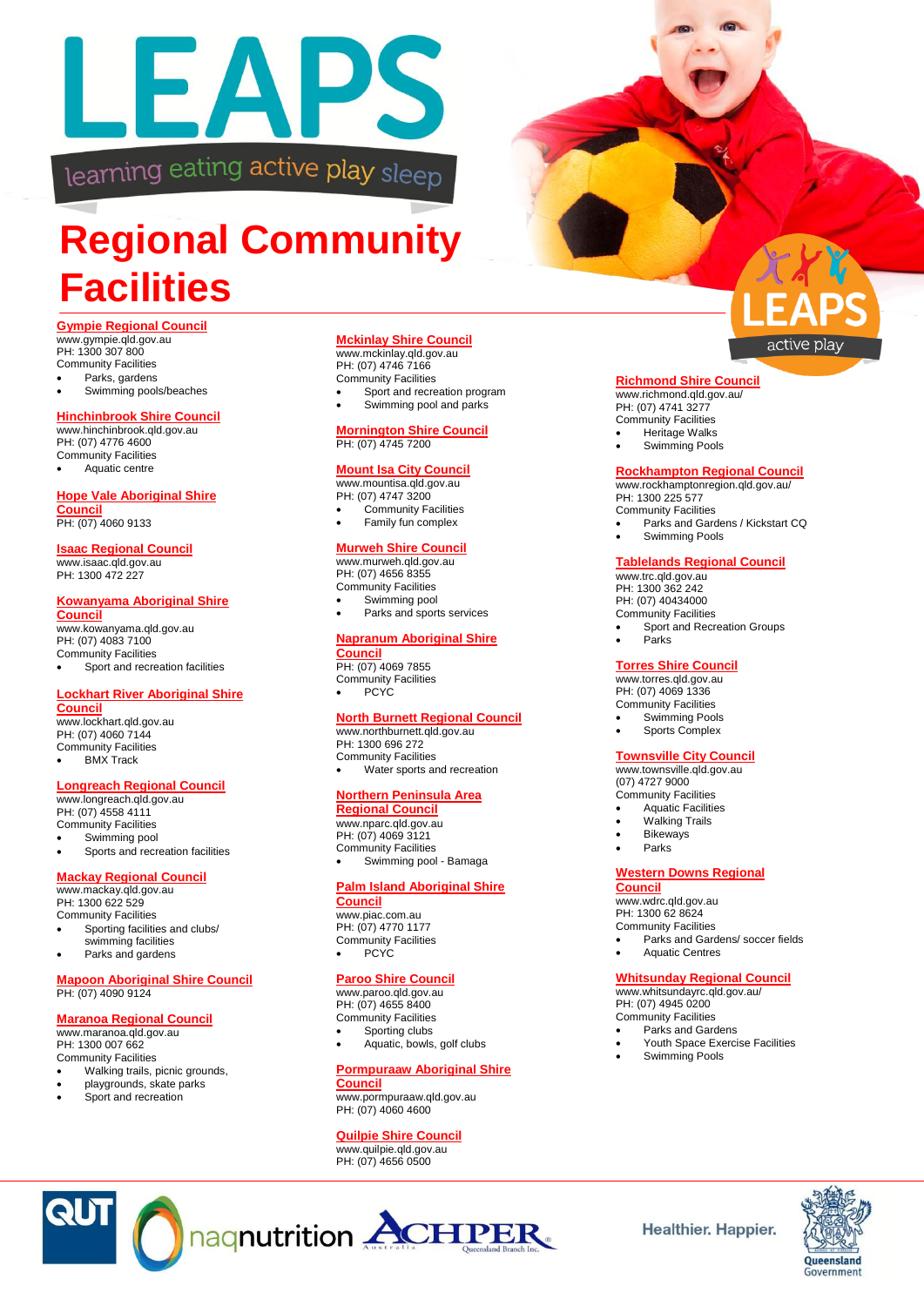# LEAPS

learning eating active play sleep

# Regional Community Facilities

## Gympie Regional Council
www.gympie.qld.gov.au
PH: 1300 307 800
Community Facilities
- Parks, gardens
- Swimming pools/beaches

## Hinchinbrook Shire Council
www.hinchinbrook.qld.gov.au
PH: (07) 4776 4600
Community Facilities
- Aquatic centre

## Hope Vale Aboriginal Shire Council
PH: (07) 4060 9133

## Isaac Regional Council
www.isaac.qld.gov.au
PH: 1300 472 227

## Kowanyama Aboriginal Shire Council
www.kowanyama.qld.gov.au
PH: (07) 4083 7100
Community Facilities
- Sport and recreation facilities

## Lockhart River Aboriginal Shire Council
www.lockhart.qld.gov.au
PH: (07) 4060 7144
Community Facilities
- BMX Track

## Longreach Regional Council
www.longreach.qld.gov.au
PH: (07) 4558 4111
Community Facilities
- Swimming pool
- Sports and recreation facilities

## Mackay Regional Council
www.mackay.qld.gov.au
PH: 1300 622 529
Community Facilities
- Sporting facilities and clubs/ swimming facilities
- Parks and gardens

## Mapoon Aboriginal Shire Council
PH: (07) 4090 9124

## Maranoa Regional Council
www.maranoa.qld.gov.au
PH: 1300 007 662
Community Facilities
- Walking trails, picnic grounds,
- playgrounds, skate parks
- Sport and recreation

## Mckinlay Shire Council
www.mckinlay.qld.gov.au
PH: (07) 4746 7166
Community Facilities
- Sport and recreation program
- Swimming pool and parks

## Mornington Shire Council
PH: (07) 4745 7200

## Mount Isa City Council
www.mountisa.qld.gov.au
PH: (07) 4747 3200
- Community Facilities
- Family fun complex

## Murweh Shire Council
www.murweh.qld.gov.au
PH: (07) 4656 8355
Community Facilities
- Swimming pool
- Parks and sports services

## Napranum Aboriginal Shire Council
PH: (07) 4069 7855
Community Facilities
- PCYC

## North Burnett Regional Council
www.northburnett.qld.gov.au
PH: 1300 696 272
Community Facilities
- Water sports and recreation

## Northern Peninsula Area Regional Council
www.nparc.qld.gov.au
PH: (07) 4069 3121
Community Facilities
- Swimming pool - Bamaga

## Palm Island Aboriginal Shire Council
www.piac.com.au
PH: (07) 4770 1177
Community Facilities
- PCYC

## Paroo Shire Council
www.paroo.qld.gov.au
PH: (07) 4655 8400
Community Facilities
- Sporting clubs
- Aquatic, bowls, golf clubs

## Pormpuraaw Aboriginal Shire Council
www.pormpuraaw.qld.gov.au
PH: (07) 4060 4600

## Quilpie Shire Council
www.quilpie.qld.gov.au
PH: (07) 4656 0500

## Richmond Shire Council
www.richmond.qld.gov.au/
PH: (07) 4741 3277
Community Facilities
- Heritage Walks
- Swimming Pools

## Rockhampton Regional Council
www.rockhamptonregion.qld.gov.au/
PH: 1300 225 577
Community Facilities
- Parks and Gardens / Kickstart CQ
- Swimming Pools

## Tablelands Regional Council
www.trc.qld.gov.au
PH: 1300 362 242
PH: (07) 40434000
Community Facilities
- Sport and Recreation Groups
- Parks

## Torres Shire Council
www.torres.qld.gov.au
PH: (07) 4069 1336
Community Facilities
- Swimming Pools
- Sports Complex

## Townsville City Council
www.townsville.qld.gov.au
(07) 4727 9000
Community Facilities
- Aquatic Facilities
- Walking Trails
- Bikeways
- Parks

## Western Downs Regional Council
www.wdrc.qld.gov.au
PH: 1300 62 8624
Community Facilities
- Parks and Gardens/ soccer fields
- Aquatic Centres

## Whitsunday Regional Council
www.whitsundayrc.qld.gov.au/
PH: (07) 4945 0200
Community Facilities
- Parks and Gardens
- Youth Space Exercise Facilities
- Swimming Pools

QUT naqnutrition ACHPER Australia Queensland Branch Inc. Healthier. Happier. Queensland Government